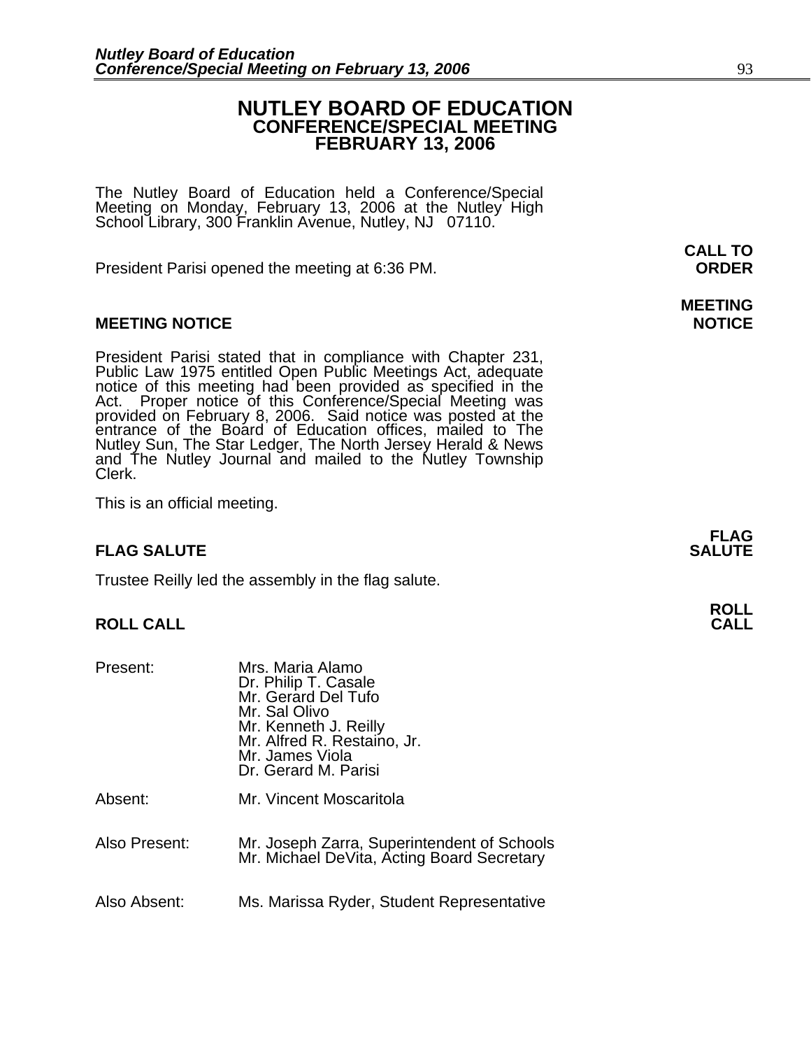# NUTLEY BOARD OF EDUCATION
## CONFERENCE/SPECIAL MEETING
## FEBRUARY 13, 2006

The Nutley Board of Education held a Conference/Special Meeting on Monday, February 13, 2006 at the Nutley High School Library, 300 Franklin Avenue, Nutley, NJ 07110.

**CALL TO ORDER**

President Parisi opened the meeting at 6:36 PM.

**MEETING NOTICE**

President Parisi stated that in compliance with Chapter 231, Public Law 1975 entitled Open Public Meetings Act, adequate notice of this meeting had been provided as specified in the Act. Proper notice of this Conference/Special Meeting was provided on February 8, 2006. Said notice was posted at the entrance of the Board of Education offices, mailed to The Nutley Sun, The Star Ledger, The North Jersey Herald & News and The Nutley Journal and mailed to the Nutley Township Clerk.

This is an official meeting.

**FLAG SALUTE**

Trustee Reilly led the assembly in the flag salute.

**ROLL CALL**

Present:
- Mrs. Maria Alamo
- Dr. Philip T. Casale
- Mr. Gerard Del Tufo
- Mr. Sal Olivo
- Mr. Kenneth J. Reilly
- Mr. Alfred R. Restaino, Jr.
- Mr. James Viola
- Dr. Gerard M. Parisi

Absent: Mr. Vincent Moscaritola

Also Present:
- Mr. Joseph Zarra, Superintendent of Schools
- Mr. Michael DeVita, Acting Board Secretary

Also Absent: Ms. Marissa Ryder, Student Representative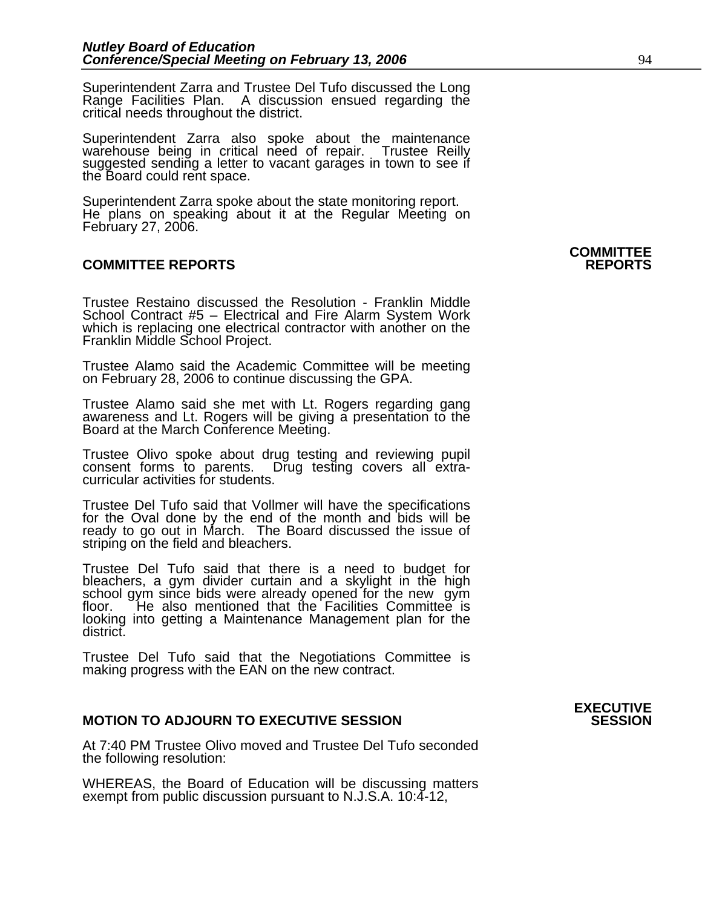Superintendent Zarra and Trustee Del Tufo discussed the Long Range Facilities Plan. A discussion ensued regarding the critical needs throughout the district.

Superintendent Zarra also spoke about the maintenance warehouse being in critical need of repair. Trustee Reilly suggested sending a letter to vacant garages in town to see if the Board could rent space.

Superintendent Zarra spoke about the state monitoring report. He plans on speaking about it at the Regular Meeting on February 27, 2006.

**COMMITTEE REPORTS**

## COMMITTEE REPORTS

Trustee Restaino discussed the Resolution - Franklin Middle School Contract #5 – Electrical and Fire Alarm System Work which is replacing one electrical contractor with another on the Franklin Middle School Project.

Trustee Alamo said the Academic Committee will be meeting on February 28, 2006 to continue discussing the GPA.

Trustee Alamo said she met with Lt. Rogers regarding gang awareness and Lt. Rogers will be giving a presentation to the Board at the March Conference Meeting.

Trustee Olivo spoke about drug testing and reviewing pupil consent forms to parents. Drug testing covers all extra-curricular activities for students.

Trustee Del Tufo said that Vollmer will have the specifications for the Oval done by the end of the month and bids will be ready to go out in March. The Board discussed the issue of striping on the field and bleachers.

Trustee Del Tufo said that there is a need to budget for bleachers, a gym divider curtain and a skylight in the high school gym since bids were already opened for the new gym floor. He also mentioned that the Facilities Committee is looking into getting a Maintenance Management plan for the district.

Trustee Del Tufo said that the Negotiations Committee is making progress with the EAN on the new contract.

**EXECUTIVE SESSION**

## MOTION TO ADJOURN TO EXECUTIVE SESSION

At 7:40 PM Trustee Olivo moved and Trustee Del Tufo seconded the following resolution:

WHEREAS, the Board of Education will be discussing matters exempt from public discussion pursuant to N.J.S.A. 10:4-12,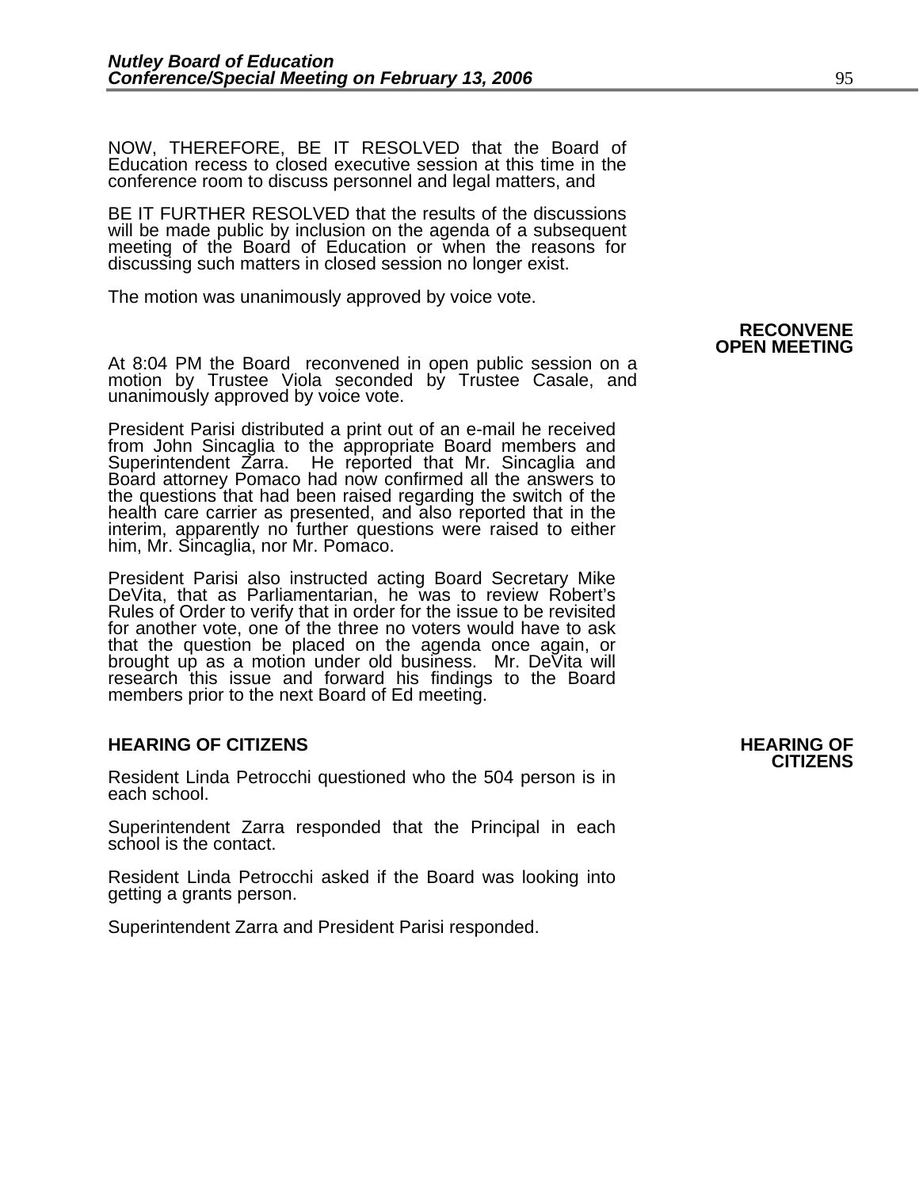NOW, THEREFORE, BE IT RESOLVED that the Board of Education recess to closed executive session at this time in the conference room to discuss personnel and legal matters, and

BE IT FURTHER RESOLVED that the results of the discussions will be made public by inclusion on the agenda of a subsequent meeting of the Board of Education or when the reasons for discussing such matters in closed session no longer exist.

The motion was unanimously approved by voice vote.

**RECONVENE OPEN MEETING**

At 8:04 PM the Board reconvened in open public session on a motion by Trustee Viola seconded by Trustee Casale, and unanimously approved by voice vote.

President Parisi distributed a print out of an e-mail he received from John Sincaglia to the appropriate Board members and Superintendent Zarra. He reported that Mr. Sincaglia and Board attorney Pomaco had now confirmed all the answers to the questions that had been raised regarding the switch of the health care carrier as presented, and also reported that in the interim, apparently no further questions were raised to either him, Mr. Sincaglia, nor Mr. Pomaco.

President Parisi also instructed acting Board Secretary Mike DeVita, that as Parliamentarian, he was to review Robert's Rules of Order to verify that in order for the issue to be revisited for another vote, one of the three no voters would have to ask that the question be placed on the agenda once again, or brought up as a motion under old business. Mr. DeVita will research this issue and forward his findings to the Board members prior to the next Board of Ed meeting.

## HEARING OF CITIZENS

Resident Linda Petrocchi questioned who the 504 person is in each school.

Superintendent Zarra responded that the Principal in each school is the contact.

Resident Linda Petrocchi asked if the Board was looking into getting a grants person.

Superintendent Zarra and President Parisi responded.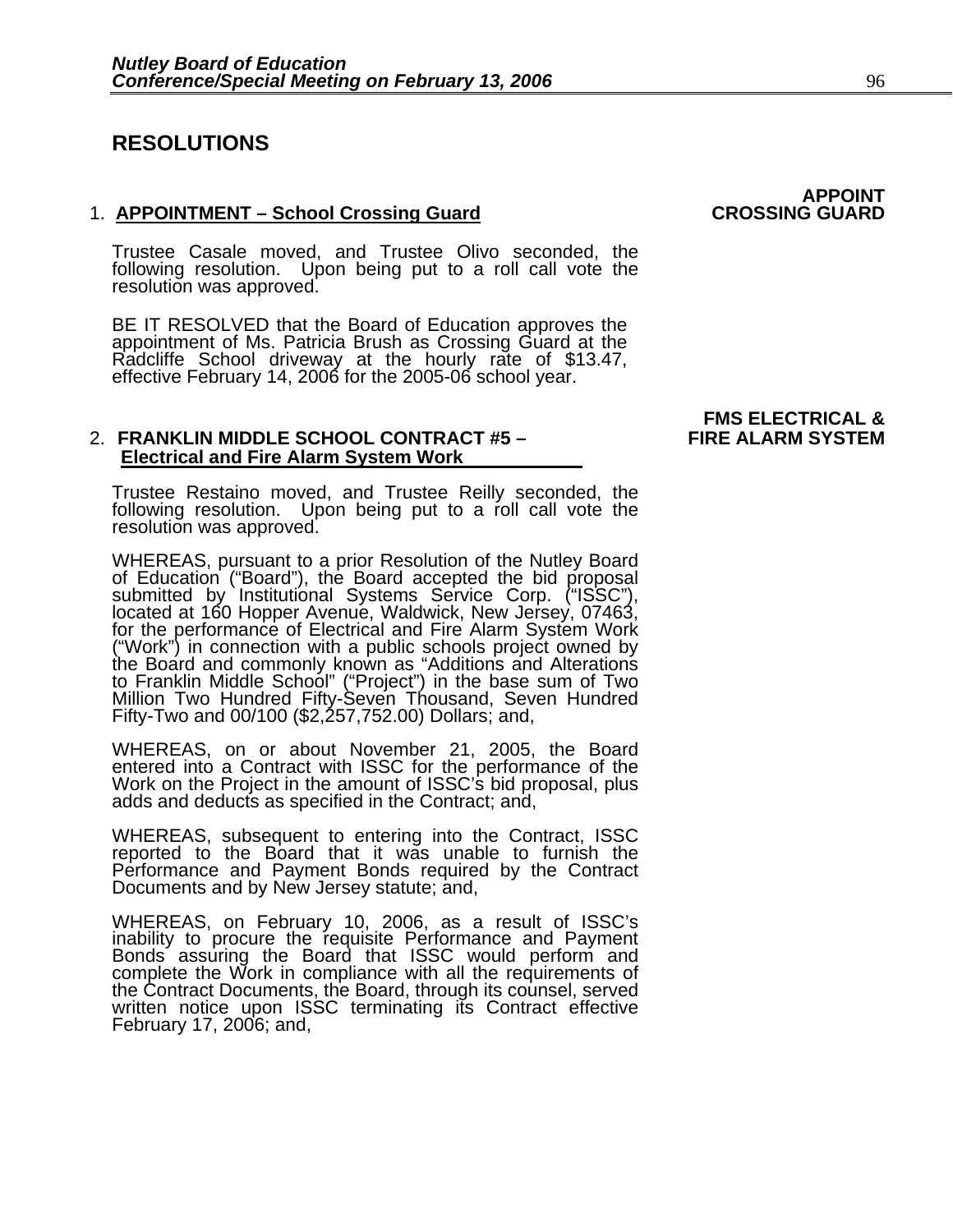## RESOLUTIONS

**APPOINT CROSSING GUARD**

1. **APPOINTMENT – School Crossing Guard**

Trustee Casale moved, and Trustee Olivo seconded, the following resolution. Upon being put to a roll call vote the resolution was approved.

BE IT RESOLVED that the Board of Education approves the appointment of Ms. Patricia Brush as Crossing Guard at the Radcliffe School driveway at the hourly rate of $13.47, effective February 14, 2006 for the 2005-06 school year.

**FMS ELECTRICAL & FIRE ALARM SYSTEM**

2. **FRANKLIN MIDDLE SCHOOL CONTRACT #5 – Electrical and Fire Alarm System Work**

Trustee Restaino moved, and Trustee Reilly seconded, the following resolution. Upon being put to a roll call vote the resolution was approved.

WHEREAS, pursuant to a prior Resolution of the Nutley Board of Education ("Board"), the Board accepted the bid proposal submitted by Institutional Systems Service Corp. ("ISSC"), located at 160 Hopper Avenue, Waldwick, New Jersey, 07463, for the performance of Electrical and Fire Alarm System Work ("Work") in connection with a public schools project owned by the Board and commonly known as "Additions and Alterations to Franklin Middle School" ("Project") in the base sum of Two Million Two Hundred Fifty-Seven Thousand, Seven Hundred Fifty-Two and 00/100 ($2,257,752.00) Dollars; and,

WHEREAS, on or about November 21, 2005, the Board entered into a Contract with ISSC for the performance of the Work on the Project in the amount of ISSC's bid proposal, plus adds and deducts as specified in the Contract; and,

WHEREAS, subsequent to entering into the Contract, ISSC reported to the Board that it was unable to furnish the Performance and Payment Bonds required by the Contract Documents and by New Jersey statute; and,

WHEREAS, on February 10, 2006, as a result of ISSC's inability to procure the requisite Performance and Payment Bonds assuring the Board that ISSC would perform and complete the Work in compliance with all the requirements of the Contract Documents, the Board, through its counsel, served written notice upon ISSC terminating its Contract effective February 17, 2006; and,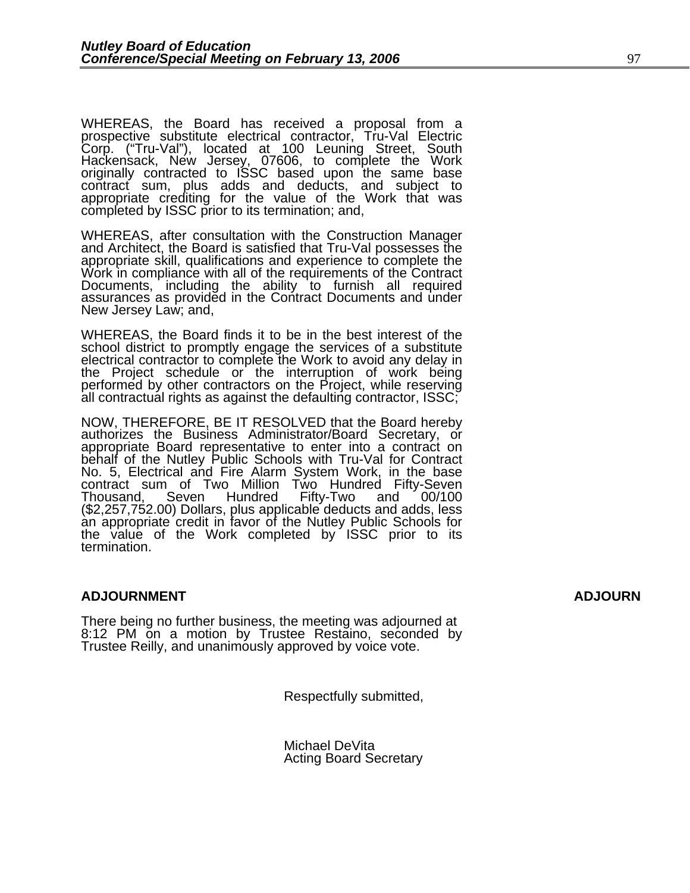WHEREAS, the Board has received a proposal from a prospective substitute electrical contractor, Tru-Val Electric Corp. ("Tru-Val"), located at 100 Leuning Street, South Hackensack, New Jersey, 07606, to complete the Work originally contracted to ISSC based upon the same base contract sum, plus adds and deducts, and subject to appropriate crediting for the value of the Work that was completed by ISSC prior to its termination; and,

WHEREAS, after consultation with the Construction Manager and Architect, the Board is satisfied that Tru-Val possesses the appropriate skill, qualifications and experience to complete the Work in compliance with all of the requirements of the Contract Documents, including the ability to furnish all required assurances as provided in the Contract Documents and under New Jersey Law; and,

WHEREAS, the Board finds it to be in the best interest of the school district to promptly engage the services of a substitute electrical contractor to complete the Work to avoid any delay in the Project schedule or the interruption of work being performed by other contractors on the Project, while reserving all contractual rights as against the defaulting contractor, ISSC;

NOW, THEREFORE, BE IT RESOLVED that the Board hereby authorizes the Business Administrator/Board Secretary, or appropriate Board representative to enter into a contract on behalf of the Nutley Public Schools with Tru-Val for Contract No. 5, Electrical and Fire Alarm System Work, in the base contract sum of Two Million Two Hundred Fifty-Seven Thousand, Seven Hundred Fifty-Two and 00/100 ($2,257,752.00) Dollars, plus applicable deducts and adds, less an appropriate credit in favor of the Nutley Public Schools for the value of the Work completed by ISSC prior to its termination.

**ADJOURNMENT** **ADJOURN**

There being no further business, the meeting was adjourned at 8:12 PM on a motion by Trustee Restaino, seconded by Trustee Reilly, and unanimously approved by voice vote.

Respectfully submitted,

Michael DeVita
Acting Board Secretary